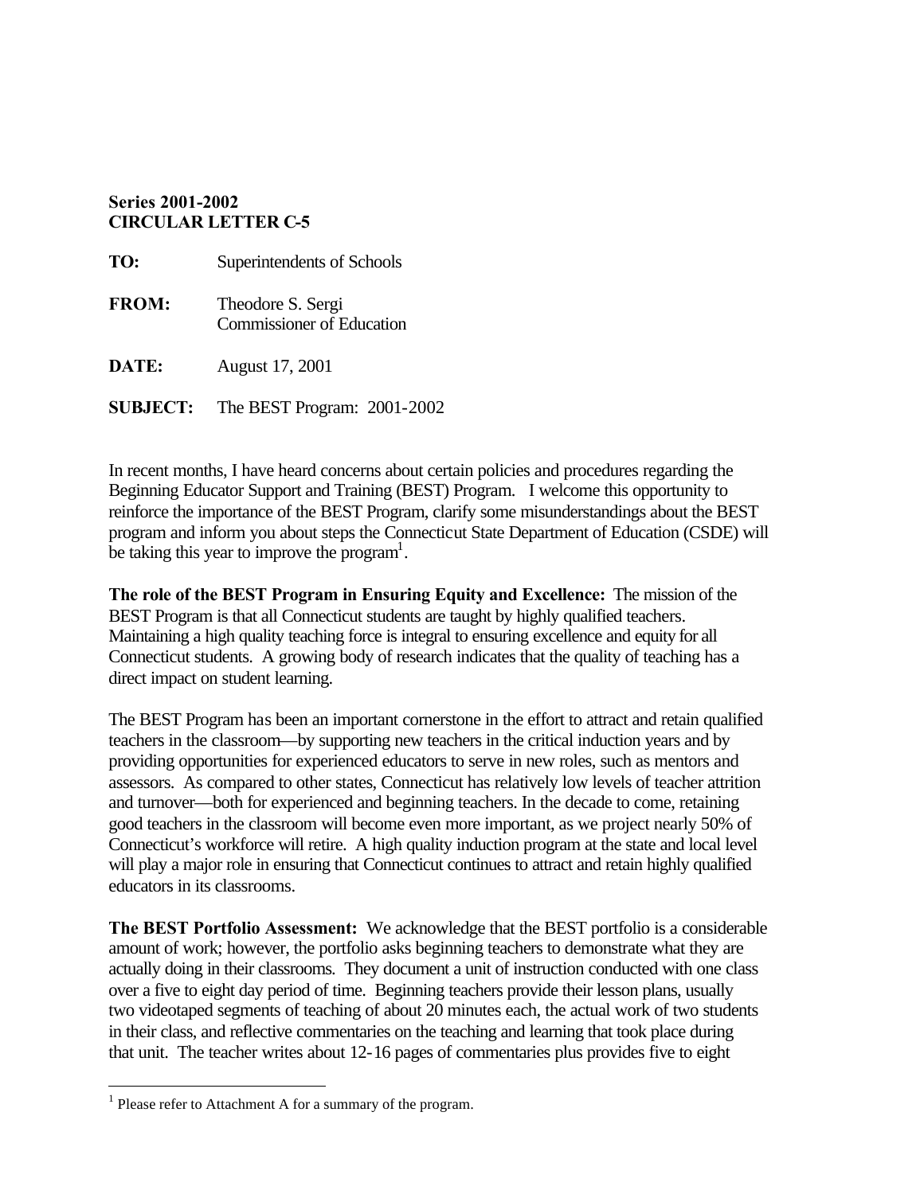**Series 2001-2002**
**CIRCULAR LETTER C-5**

**TO:** Superintendents of Schools

**FROM:** Theodore S. Sergi
Commissioner of Education

**DATE:** August 17, 2001

**SUBJECT:** The BEST Program: 2001-2002

In recent months, I have heard concerns about certain policies and procedures regarding the Beginning Educator Support and Training (BEST) Program. I welcome this opportunity to reinforce the importance of the BEST Program, clarify some misunderstandings about the BEST program and inform you about steps the Connecticut State Department of Education (CSDE) will be taking this year to improve the program[1].

**The role of the BEST Program in Ensuring Equity and Excellence:** The mission of the BEST Program is that all Connecticut students are taught by highly qualified teachers. Maintaining a high quality teaching force is integral to ensuring excellence and equity for all Connecticut students. A growing body of research indicates that the quality of teaching has a direct impact on student learning.

The BEST Program has been an important cornerstone in the effort to attract and retain qualified teachers in the classroom—by supporting new teachers in the critical induction years and by providing opportunities for experienced educators to serve in new roles, such as mentors and assessors. As compared to other states, Connecticut has relatively low levels of teacher attrition and turnover—both for experienced and beginning teachers. In the decade to come, retaining good teachers in the classroom will become even more important, as we project nearly 50% of Connecticut's workforce will retire. A high quality induction program at the state and local level will play a major role in ensuring that Connecticut continues to attract and retain highly qualified educators in its classrooms.

**The BEST Portfolio Assessment:** We acknowledge that the BEST portfolio is a considerable amount of work; however, the portfolio asks beginning teachers to demonstrate what they are actually doing in their classrooms. They document a unit of instruction conducted with one class over a five to eight day period of time. Beginning teachers provide their lesson plans, usually two videotaped segments of teaching of about 20 minutes each, the actual work of two students in their class, and reflective commentaries on the teaching and learning that took place during that unit. The teacher writes about 12-16 pages of commentaries plus provides five to eight

[1] Please refer to Attachment A for a summary of the program.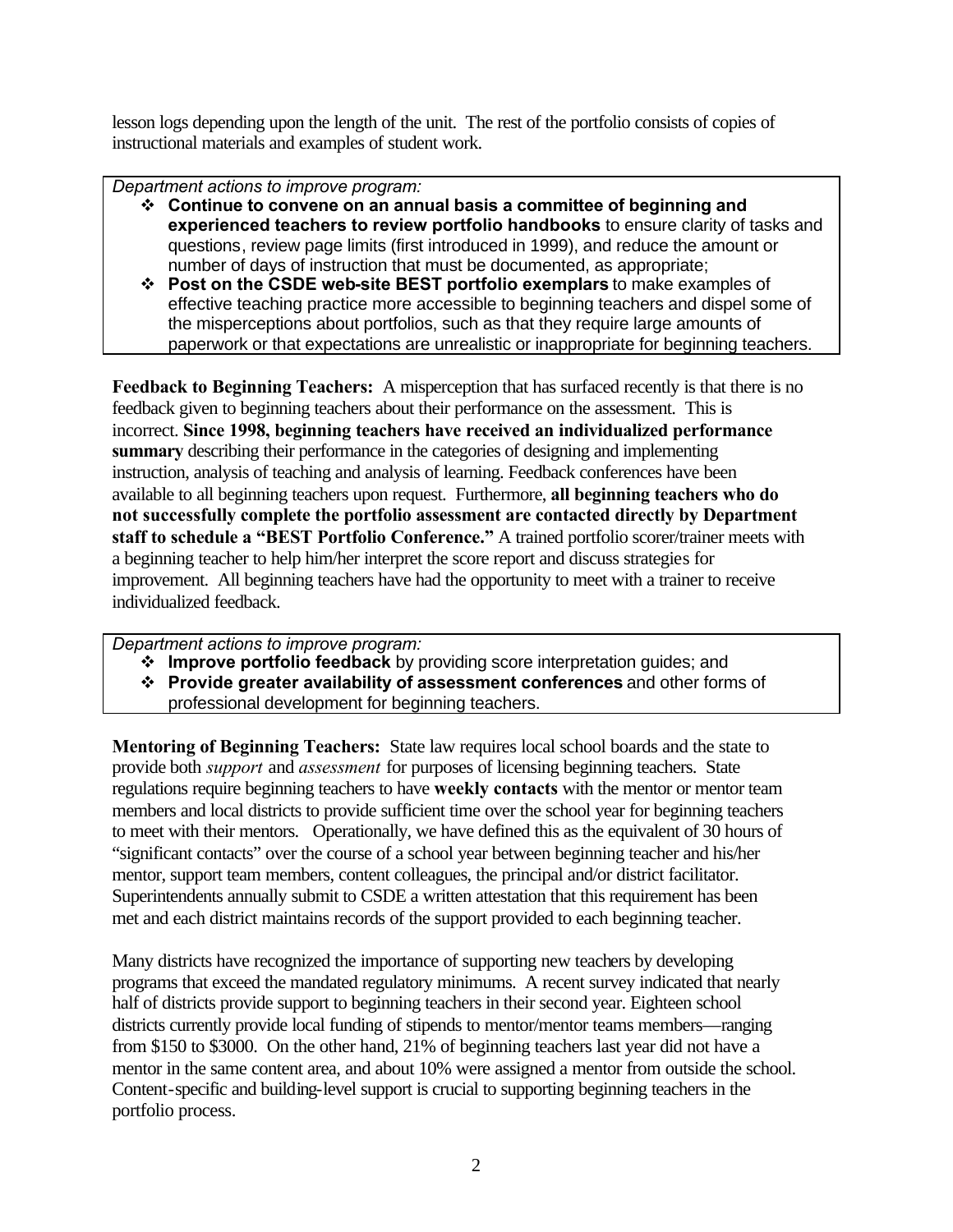lesson logs depending upon the length of the unit. The rest of the portfolio consists of copies of instructional materials and examples of student work.

*Department actions to improve program:*

- **Continue to convene on an annual basis a committee of beginning and experienced teachers to review portfolio handbooks** to ensure clarity of tasks and questions, review page limits (first introduced in 1999), and reduce the amount or number of days of instruction that must be documented, as appropriate;
- **Post on the CSDE web-site BEST portfolio exemplars** to make examples of effective teaching practice more accessible to beginning teachers and dispel some of the misperceptions about portfolios, such as that they require large amounts of paperwork or that expectations are unrealistic or inappropriate for beginning teachers.

**Feedback to Beginning Teachers:** A misperception that has surfaced recently is that there is no feedback given to beginning teachers about their performance on the assessment. This is incorrect. **Since 1998, beginning teachers have received an individualized performance summary** describing their performance in the categories of designing and implementing instruction, analysis of teaching and analysis of learning. Feedback conferences have been available to all beginning teachers upon request. Furthermore, **all beginning teachers who do not successfully complete the portfolio assessment are contacted directly by Department staff to schedule a "BEST Portfolio Conference."** A trained portfolio scorer/trainer meets with a beginning teacher to help him/her interpret the score report and discuss strategies for improvement. All beginning teachers have had the opportunity to meet with a trainer to receive individualized feedback.

*Department actions to improve program:*

- **Improve portfolio feedback** by providing score interpretation guides; and
- **Provide greater availability of assessment conferences** and other forms of professional development for beginning teachers.

**Mentoring of Beginning Teachers:** State law requires local school boards and the state to provide both *support* and *assessment* for purposes of licensing beginning teachers. State regulations require beginning teachers to have **weekly contacts** with the mentor or mentor team members and local districts to provide sufficient time over the school year for beginning teachers to meet with their mentors. Operationally, we have defined this as the equivalent of 30 hours of "significant contacts" over the course of a school year between beginning teacher and his/her mentor, support team members, content colleagues, the principal and/or district facilitator. Superintendents annually submit to CSDE a written attestation that this requirement has been met and each district maintains records of the support provided to each beginning teacher.

Many districts have recognized the importance of supporting new teachers by developing programs that exceed the mandated regulatory minimums. A recent survey indicated that nearly half of districts provide support to beginning teachers in their second year. Eighteen school districts currently provide local funding of stipends to mentor/mentor teams members—ranging from $150 to $3000. On the other hand, 21% of beginning teachers last year did not have a mentor in the same content area, and about 10% were assigned a mentor from outside the school. Content-specific and building-level support is crucial to supporting beginning teachers in the portfolio process.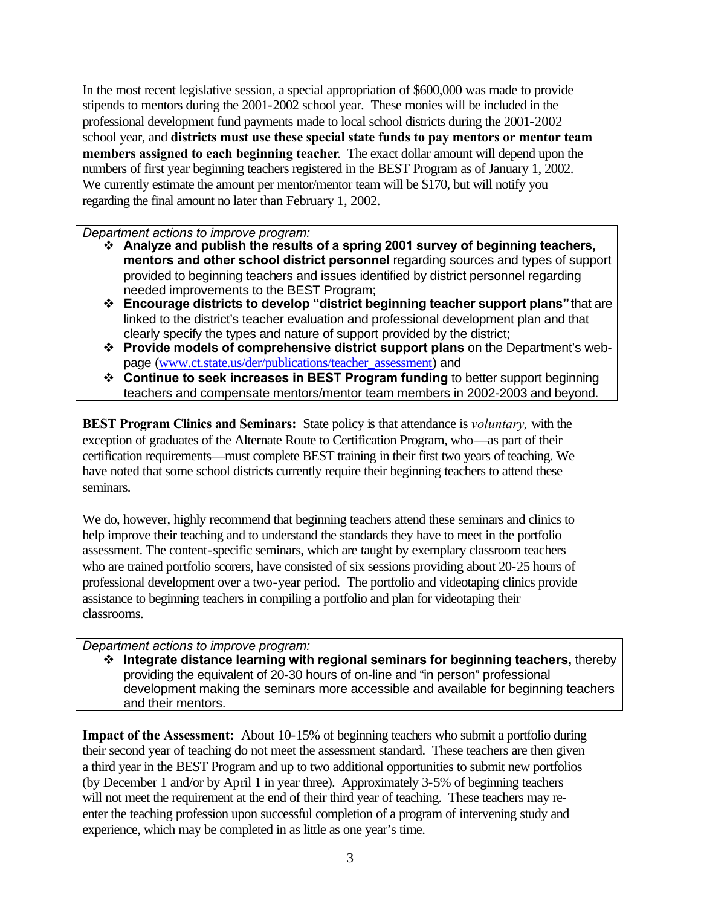In the most recent legislative session, a special appropriation of $600,000 was made to provide stipends to mentors during the 2001-2002 school year. These monies will be included in the professional development fund payments made to local school districts during the 2001-2002 school year, and **districts must use these special state funds to pay mentors or mentor team members assigned to each beginning teacher**. The exact dollar amount will depend upon the numbers of first year beginning teachers registered in the BEST Program as of January 1, 2002. We currently estimate the amount per mentor/mentor team will be $170, but will notify you regarding the final amount no later than February 1, 2002.

*Department actions to improve program:*

- **Analyze and publish the results of a spring 2001 survey of beginning teachers, mentors and other school district personnel** regarding sources and types of support provided to beginning teachers and issues identified by district personnel regarding needed improvements to the BEST Program;
- **Encourage districts to develop "district beginning teacher support plans"** that are linked to the district's teacher evaluation and professional development plan and that clearly specify the types and nature of support provided by the district;
- **Provide models of comprehensive district support plans** on the Department's web-page (www.ct.state.us/der/publications/teacher_assessment) and
- **Continue to seek increases in BEST Program funding** to better support beginning teachers and compensate mentors/mentor team members in 2002-2003 and beyond.

**BEST Program Clinics and Seminars:** State policy is that attendance is *voluntary,* with the exception of graduates of the Alternate Route to Certification Program, who—as part of their certification requirements—must complete BEST training in their first two years of teaching. We have noted that some school districts currently require their beginning teachers to attend these seminars.

We do, however, highly recommend that beginning teachers attend these seminars and clinics to help improve their teaching and to understand the standards they have to meet in the portfolio assessment. The content-specific seminars, which are taught by exemplary classroom teachers who are trained portfolio scorers, have consisted of six sessions providing about 20-25 hours of professional development over a two-year period. The portfolio and videotaping clinics provide assistance to beginning teachers in compiling a portfolio and plan for videotaping their classrooms.

*Department actions to improve program:*

- **Integrate distance learning with regional seminars for beginning teachers,** thereby providing the equivalent of 20-30 hours of on-line and "in person" professional development making the seminars more accessible and available for beginning teachers and their mentors.

**Impact of the Assessment:** About 10-15% of beginning teachers who submit a portfolio during their second year of teaching do not meet the assessment standard. These teachers are then given a third year in the BEST Program and up to two additional opportunities to submit new portfolios (by December 1 and/or by April 1 in year three). Approximately 3-5% of beginning teachers will not meet the requirement at the end of their third year of teaching. These teachers may re-enter the teaching profession upon successful completion of a program of intervening study and experience, which may be completed in as little as one year's time.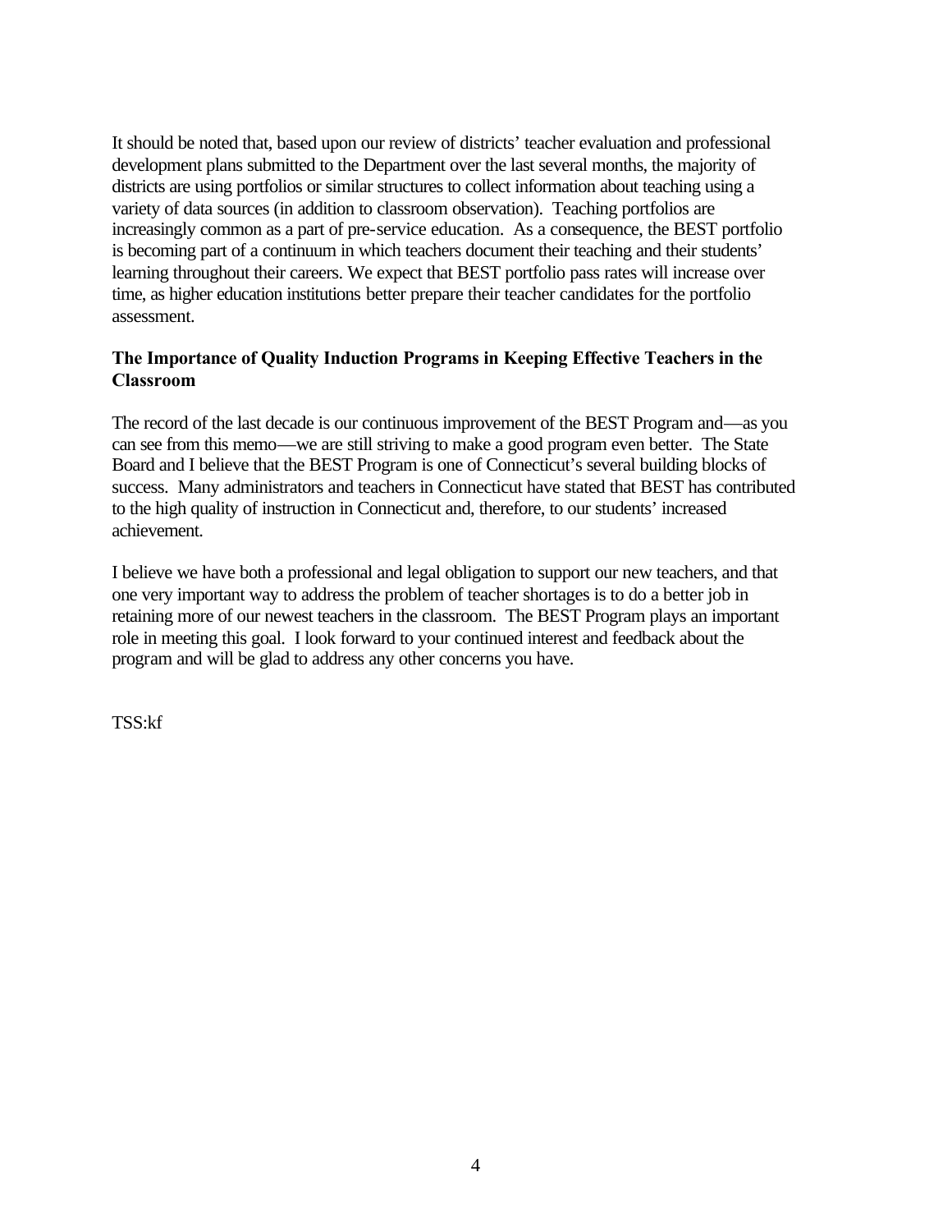It should be noted that, based upon our review of districts' teacher evaluation and professional development plans submitted to the Department over the last several months, the majority of districts are using portfolios or similar structures to collect information about teaching using a variety of data sources (in addition to classroom observation). Teaching portfolios are increasingly common as a part of pre-service education. As a consequence, the BEST portfolio is becoming part of a continuum in which teachers document their teaching and their students' learning throughout their careers. We expect that BEST portfolio pass rates will increase over time, as higher education institutions better prepare their teacher candidates for the portfolio assessment.

**The Importance of Quality Induction Programs in Keeping Effective Teachers in the Classroom**

The record of the last decade is our continuous improvement of the BEST Program and—as you can see from this memo—we are still striving to make a good program even better. The State Board and I believe that the BEST Program is one of Connecticut's several building blocks of success. Many administrators and teachers in Connecticut have stated that BEST has contributed to the high quality of instruction in Connecticut and, therefore, to our students' increased achievement.

I believe we have both a professional and legal obligation to support our new teachers, and that one very important way to address the problem of teacher shortages is to do a better job in retaining more of our newest teachers in the classroom. The BEST Program plays an important role in meeting this goal. I look forward to your continued interest and feedback about the program and will be glad to address any other concerns you have.

TSS:kf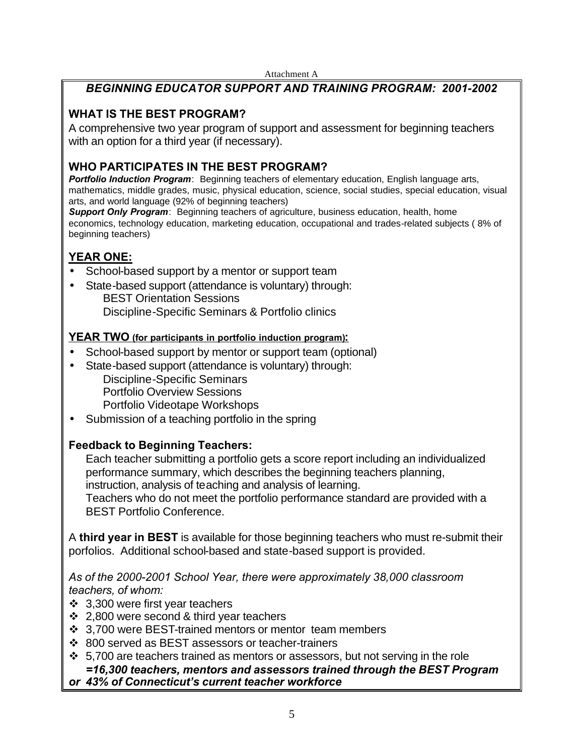Attachment A

## *BEGINNING EDUCATOR SUPPORT AND TRAINING PROGRAM: 2001-2002*

### WHAT IS THE BEST PROGRAM?

A comprehensive two year program of support and assessment for beginning teachers with an option for a third year (if necessary).

### WHO PARTICIPATES IN THE BEST PROGRAM?

***Portfolio Induction Program***: Beginning teachers of elementary education, English language arts, mathematics, middle grades, music, physical education, science, social studies, special education, visual arts, and world language (92% of beginning teachers)

***Support Only Program***: Beginning teachers of agriculture, business education, health, home economics, technology education, marketing education, occupational and trades-related subjects ( 8% of beginning teachers)

### YEAR ONE:

- School-based support by a mentor or support team
- State-based support (attendance is voluntary) through:
  - BEST Orientation Sessions
  - Discipline-Specific Seminars & Portfolio clinics

### YEAR TWO (for participants in portfolio induction program):

- School-based support by mentor or support team (optional)
- State-based support (attendance is voluntary) through:
  - Discipline-Specific Seminars
  - Portfolio Overview Sessions
  - Portfolio Videotape Workshops
- Submission of a teaching portfolio in the spring

### Feedback to Beginning Teachers:

Each teacher submitting a portfolio gets a score report including an individualized performance summary, which describes the beginning teachers planning, instruction, analysis of teaching and analysis of learning.

Teachers who do not meet the portfolio performance standard are provided with a BEST Portfolio Conference.

A **third year in BEST** is available for those beginning teachers who must re-submit their porfolios. Additional school-based and state-based support is provided.

*As of the 2000-2001 School Year, there were approximately 38,000 classroom teachers, of whom:*

- 3,300 were first year teachers
- 2,800 were second & third year teachers
- 3,700 were BEST-trained mentors or mentor team members
- 800 served as BEST assessors or teacher-trainers
- 5,700 are teachers trained as mentors or assessors, but not serving in the role

***=16,300 teachers, mentors and assessors trained through the BEST Program or 43% of Connecticut's current teacher workforce***